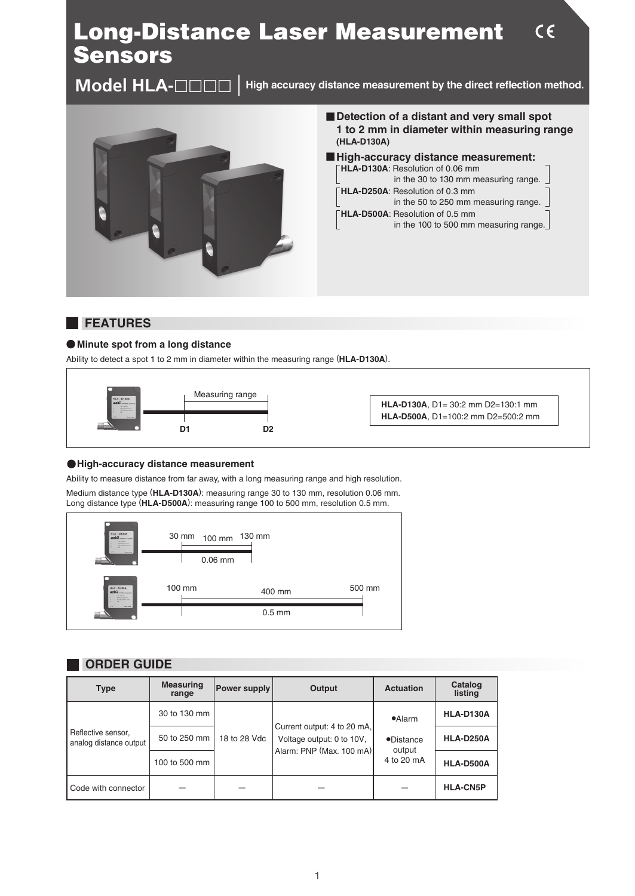# Long-Distance Laser Measurement Sensors

## Model HLA-□□□□

**High accuracy distance measurement by the direct reflection method.**

■ **Detection of a distant and very small spot 1 to 2 mm in diameter within measuring range (HLA-D130A)**

■ **High-accuracy distance measurement:**

- **HLA-D130A**: Resolution of 0.06 mm in the 30 to 130 mm measuring range.
- **HLA-D250A**: Resolution of 0.3 mm in the 50 to 250 mm measuring range.
- **HLA-D500A**: Resolution of 0.5 mm in the 100 to 500 mm measuring range.

## FEATURES

### ● Minute spot from a long distance

Ability to detect a spot 1 to 2 mm in diameter within the measuring range (**HLA-D130A**).

Measuring range

D1 D2

**HLA-D130A**, D1= 30:2 mm D2=130:1 mm
**HLA-D500A**, D1=100:2 mm D2=500:2 mm

### ● High-accuracy distance measurement

Ability to measure distance from far away, with a long measuring range and high resolution.

Medium distance type (**HLA-D130A**): measuring range 30 to 130 mm, resolution 0.06 mm.
Long distance type (**HLA-D500A**): measuring range 100 to 500 mm, resolution 0.5 mm.

30 mm 100 mm 130 mm
0.06 mm

100 mm 400 mm 500 mm
0.5 mm

## ORDER GUIDE

| Type | Measuring range | Power supply | Output | Actuation | Catalog listing |
|---|---|---|---|---|---|
| Reflective sensor, analog distance output | 30 to 130 mm | 18 to 28 Vdc | Current output: 4 to 20 mA, Voltage output: 0 to 10V, Alarm: PNP (Max. 100 mA) | •Alarm •Distance output 4 to 20 mA | **HLA-D130A** |
| | 50 to 250 mm | | | | **HLA-D250A** |
| | 100 to 500 mm | | | | **HLA-D500A** |
| Code with connector | — | — | — | — | **HLA-CN5P** |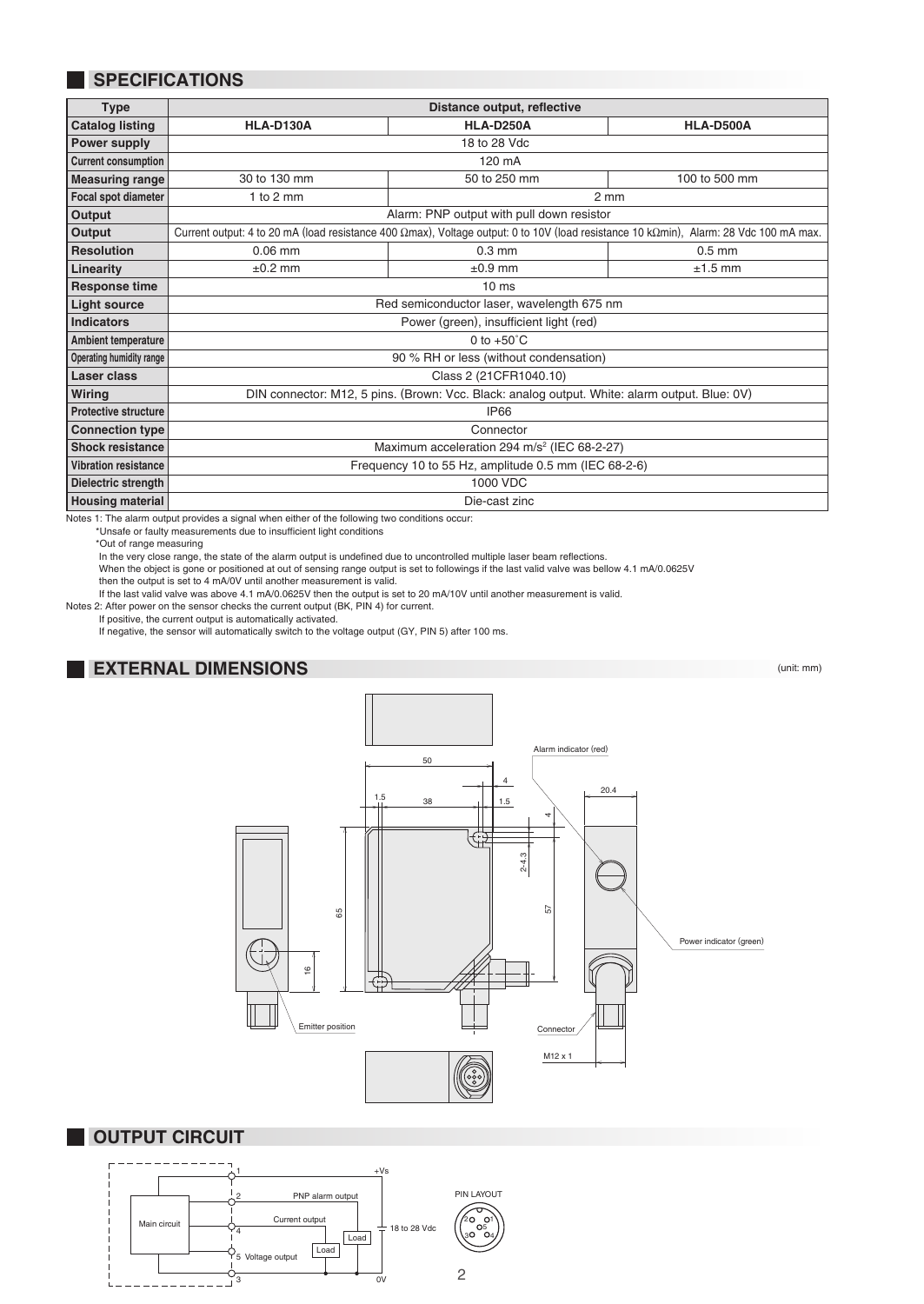## SPECIFICATIONS

| Type | Distance output, reflective | | |
|---|---|---|---|
| **Catalog listing** | **HLA-D130A** | **HLA-D250A** | **HLA-D500A** |
| **Power supply** | 18 to 28 Vdc | | |
| **Current consumption** | 120 mA | | |
| **Measuring range** | 30 to 130 mm | 50 to 250 mm | 100 to 500 mm |
| **Focal spot diameter** | 1 to 2 mm | 2 mm | |
| **Output** | Alarm: PNP output with pull down resistor | | |
| **Output** | Current output: 4 to 20 mA (load resistance 400 Ωmax), Voltage output: 0 to 10V (load resistance 10 kΩmin), Alarm: 28 Vdc 100 mA max. | | |
| **Resolution** | 0.06 mm | 0.3 mm | 0.5 mm |
| **Linearity** | ±0.2 mm | ±0.9 mm | ±1.5 mm |
| **Response time** | 10 ms | | |
| **Light source** | Red semiconductor laser, wavelength 675 nm | | |
| **Indicators** | Power (green), insufficient light (red) | | |
| **Ambient temperature** | 0 to +50˚C | | |
| **Operating humidity range** | 90 % RH or less (without condensation) | | |
| **Laser class** | Class 2 (21CFR1040.10) | | |
| **Wiring** | DIN connector: M12, 5 pins. (Brown: Vcc. Black: analog output. White: alarm output. Blue: 0V) | | |
| **Protective structure** | IP66 | | |
| **Connection type** | Connector | | |
| **Shock resistance** | Maximum acceleration 294 $m/s^2$ (IEC 68-2-27) | | |
| **Vibration resistance** | Frequency 10 to 55 Hz, amplitude 0.5 mm (IEC 68-2-6) | | |
| **Dielectric strength** | 1000 VDC | | |
| **Housing material** | Die-cast zinc | | |

Notes 1: The alarm output provides a signal when either of the following two conditions occur:
*Unsafe or faulty measurements due to insufficient light conditions
*Out of range measuring
In the very close range, the state of the alarm output is undefined due to uncontrolled multiple laser beam reflections.
When the object is gone or positioned at out of sensing range output is set to followings if the last valid valve was bellow 4.1 mA/0.0625V
then the output is set to 4 mA/0V until another measurement is valid.
If the last valid valve was above 4.1 mA/0.0625V then the output is set to 20 mA/10V until another measurement is valid.

Notes 2: After power on the sensor checks the current output (BK, PIN 4) for current.
If positive, the current output is automatically activated.
If negative, the sensor will automatically switch to the voltage output (GY, PIN 5) after 100 ms.

## EXTERNAL DIMENSIONS

(unit: mm)

50, 38, 1.5, 4, 1.5, 20.4, 4, 2-4.3, 65, 57, 16, M12 x 1

Alarm indicator (red)

Power indicator (green)

Emitter position

Connector

## OUTPUT CIRCUIT

Main circuit

1 +Vs

2 PNP alarm output

4 Current output

5 Voltage output

3 0V

Load

Load

18 to 28 Vdc

PIN LAYOUT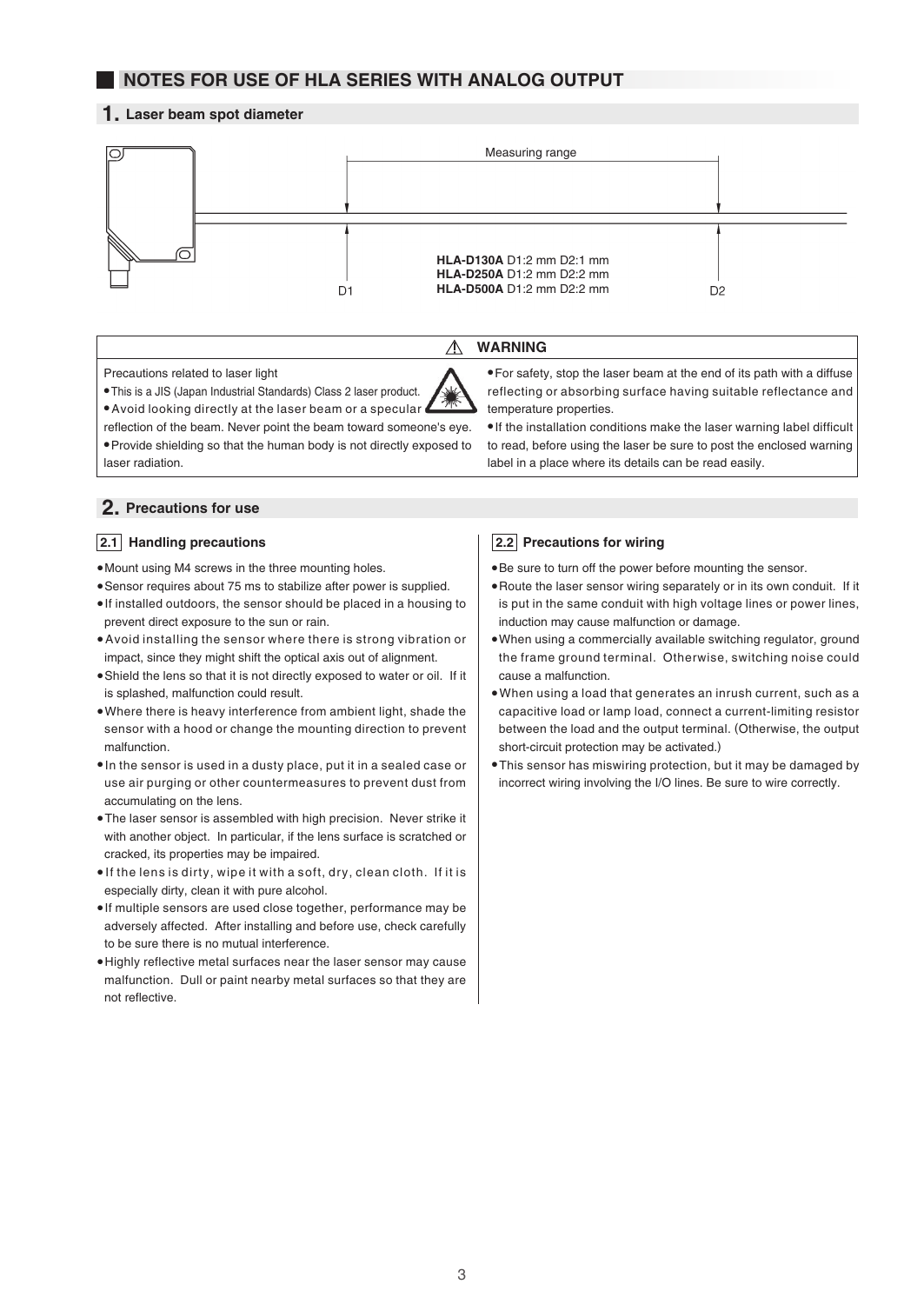## NOTES FOR USE OF HLA SERIES WITH ANALOG OUTPUT

### 1. Laser beam spot diameter

Measuring range

D1 D2

**HLA-D130A** D1:2 mm D2:1 mm
**HLA-D250A** D1:2 mm D2:2 mm
**HLA-D500A** D1:2 mm D2:2 mm

**⚠ WARNING**

Precautions related to laser light

- This is a JIS (Japan Industrial Standards) Class 2 laser product.
- Avoid looking directly at the laser beam or a specular reflection of the beam. Never point the beam toward someone's eye.
- Provide shielding so that the human body is not directly exposed to laser radiation.
- For safety, stop the laser beam at the end of its path with a diffuse reflecting or absorbing surface having suitable reflectance and temperature properties.
- If the installation conditions make the laser warning label difficult to read, before using the laser be sure to post the enclosed warning label in a place where its details can be read easily.

### 2. Precautions for use

#### 2.1 Handling precautions

- Mount using M4 screws in the three mounting holes.
- Sensor requires about 75 ms to stabilize after power is supplied.
- If installed outdoors, the sensor should be placed in a housing to prevent direct exposure to the sun or rain.
- Avoid installing the sensor where there is strong vibration or impact, since they might shift the optical axis out of alignment.
- Shield the lens so that it is not directly exposed to water or oil. If it is splashed, malfunction could result.
- Where there is heavy interference from ambient light, shade the sensor with a hood or change the mounting direction to prevent malfunction.
- In the sensor is used in a dusty place, put it in a sealed case or use air purging or other countermeasures to prevent dust from accumulating on the lens.
- The laser sensor is assembled with high precision. Never strike it with another object. In particular, if the lens surface is scratched or cracked, its properties may be impaired.
- If the lens is dirty, wipe it with a soft, dry, clean cloth. If it is especially dirty, clean it with pure alcohol.
- If multiple sensors are used close together, performance may be adversely affected. After installing and before use, check carefully to be sure there is no mutual interference.
- Highly reflective metal surfaces near the laser sensor may cause malfunction. Dull or paint nearby metal surfaces so that they are not reflective.

#### 2.2 Precautions for wiring

- Be sure to turn off the power before mounting the sensor.
- Route the laser sensor wiring separately or in its own conduit. If it is put in the same conduit with high voltage lines or power lines, induction may cause malfunction or damage.
- When using a commercially available switching regulator, ground the frame ground terminal. Otherwise, switching noise could cause a malfunction.
- When using a load that generates an inrush current, such as a capacitive load or lamp load, connect a current-limiting resistor between the load and the output terminal. (Otherwise, the output short-circuit protection may be activated.)
- This sensor has miswiring protection, but it may be damaged by incorrect wiring involving the I/O lines. Be sure to wire correctly.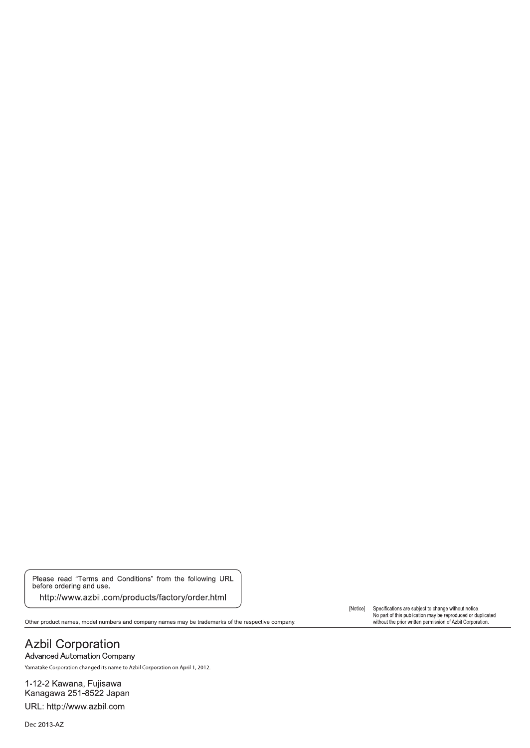Please read "Terms and Conditions" from the following URL before ordering and use.

http://www.azbil.com/products/factory/order.html

Other product names, model numbers and company names may be trademarks of the respective company.

[Notice] Specifications are subject to change without notice.
No part of this publication may be reproduced or duplicated without the prior written permission of Azbil Corporation.

# Azbil Corporation

Advanced Automation Company

Yamatake Corporation changed its name to Azbil Corporation on April 1, 2012.

1-12-2 Kawana, Fujisawa
Kanagawa 251-8522 Japan

URL: http://www.azbil.com

Dec 2013-AZ